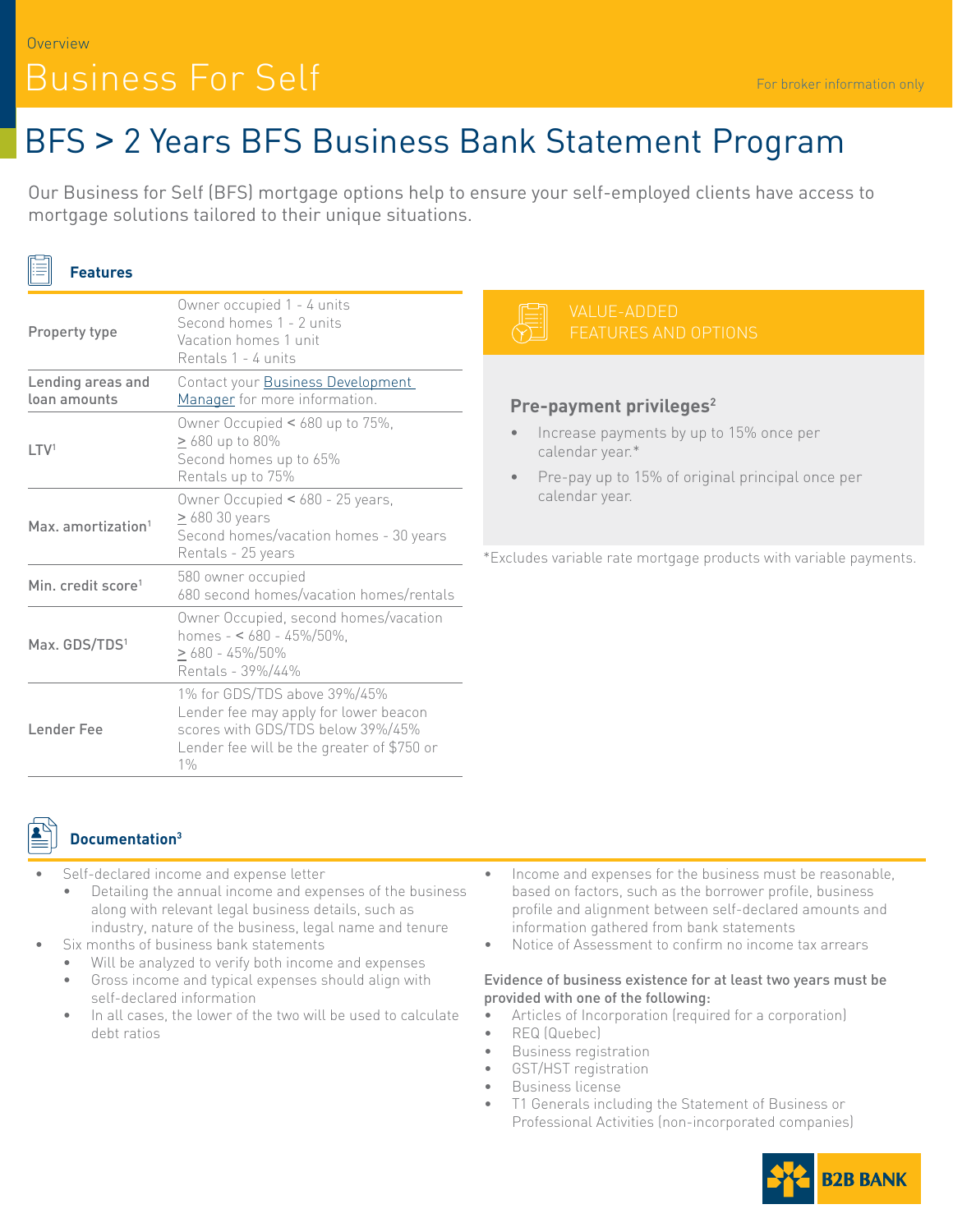Overview

# Business For Self

For broker information only

## BFS > 2 Years BFS Business Bank Statement Program

Our Business for Self (BFS) mortgage options help to ensure your self-employed clients have access to mortgage solutions tailored to their unique situations.

### Features

| | |
|---|---|
| Property type | Owner occupied 1 - 4 units<br>Second homes 1 - 2 units<br>Vacation homes 1 unit<br>Rentals 1 - 4 units |
| Lending areas and loan amounts | Contact your Business Development Manager for more information. |
| LTV[1] | Owner Occupied < 680 up to 75%,<br>≥ 680 up to 80%<br>Second homes up to 65%<br>Rentals up to 75% |
| Max. amortization[1] | Owner Occupied < 680 - 25 years,<br>≥ 680 30 years<br>Second homes/vacation homes - 30 years<br>Rentals - 25 years |
| Min. credit score[1] | 580 owner occupied<br>680 second homes/vacation homes/rentals |
| Max. GDS/TDS[1] | Owner Occupied, second homes/vacation homes - < 680 - 45%/50%,<br>≥ 680 - 45%/50%<br>Rentals - 39%/44% |
| Lender Fee | 1% for GDS/TDS above 39%/45%<br>Lender fee may apply for lower beacon scores with GDS/TDS below 39%/45%<br>Lender fee will be the greater of $750 or 1% |

### VALUE-ADDED FEATURES AND OPTIONS

#### Pre-payment privileges[2]

- Increase payments by up to 15% once per calendar year.*
- Pre-pay up to 15% of original principal once per calendar year.

*Excludes variable rate mortgage products with variable payments.

### Documentation[3]

- Self-declared income and expense letter
  - Detailing the annual income and expenses of the business along with relevant legal business details, such as industry, nature of the business, legal name and tenure
- Six months of business bank statements
  - Will be analyzed to verify both income and expenses
  - Gross income and typical expenses should align with self-declared information
  - In all cases, the lower of the two will be used to calculate debt ratios
- Income and expenses for the business must be reasonable, based on factors, such as the borrower profile, business profile and alignment between self-declared amounts and information gathered from bank statements
- Notice of Assessment to confirm no income tax arrears

**Evidence of business existence for at least two years must be provided with one of the following:**

- Articles of Incorporation (required for a corporation)
- REQ (Quebec)
- Business registration
- GST/HST registration
- Business license
- T1 Generals including the Statement of Business or Professional Activities (non-incorporated companies)

B2B BANK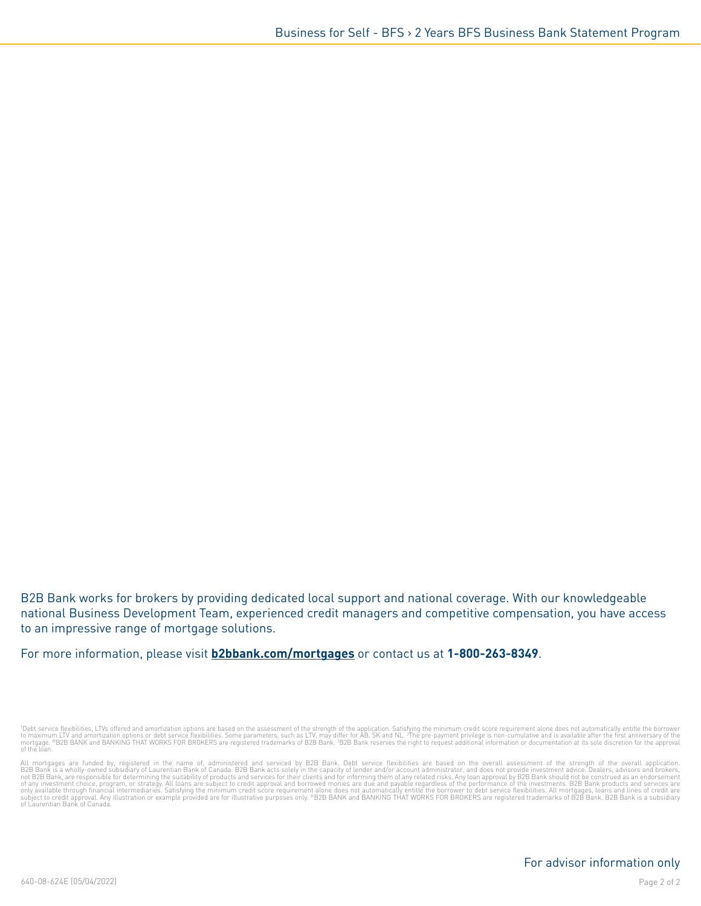B2B Bank works for brokers by providing dedicated local support and national coverage. With our knowledgeable national Business Development Team, experienced credit managers and competitive compensation, you have access to an impressive range of mortgage solutions.

For more information, please visit **b2bbank.com/mortgages** or contact us at **1-800-263-8349**.

[1]Debt service flexibilities, LTVs offered and amortization options are based on the assessment of the strength of the application. Satisfying the minimum credit score requirement alone does not automatically entitle the borrower to maximum LTV and amortization options or debt service flexibilities. Some parameters, such as LTV, may differ for AB, SK and NL. [2]The pre-payment privilege is non-cumulative and is available after the first anniversary of the mortgage. ®B2B BANK and BANKING THAT WORKS FOR BROKERS are registered trademarks of B2B Bank. [3]B2B Bank reserves the right to request additional information or documentation at its sole discretion for the approval of the loan.

All mortgages are funded by, registered in the name of, administered and serviced by B2B Bank. Debt service flexibilities are based on the overall assessment of the strength of the overall application. B2B Bank is a wholly-owned subsidiary of Laurentian Bank of Canada. B2B Bank acts solely in the capacity of lender and/or account administrator, and does not provide investment advice. Dealers, advisors and brokers, not B2B Bank, are responsible for determining the suitability of products and services for their clients and for informing them of any related risks. Any loan approval by B2B Bank should not be construed as an endorsement of any investment choice, program, or strategy. All loans are subject to credit approval and borrowed monies are due and payable regardless of the performance of the investments. B2B Bank products and services are only available through financial intermediaries. Satisfying the minimum credit score requirement alone does not automatically entitle the borrower to debt service flexibilities. All mortgages, loans and lines of credit are subject to credit approval. Any illustration or example provided are for illustrative purposes only. ®B2B BANK and BANKING THAT WORKS FOR BROKERS are registered trademarks of B2B Bank. B2B Bank is a subsidiary of Laurentian Bank of Canada.

For advisor information only

640-08-624E (05/04/2022)